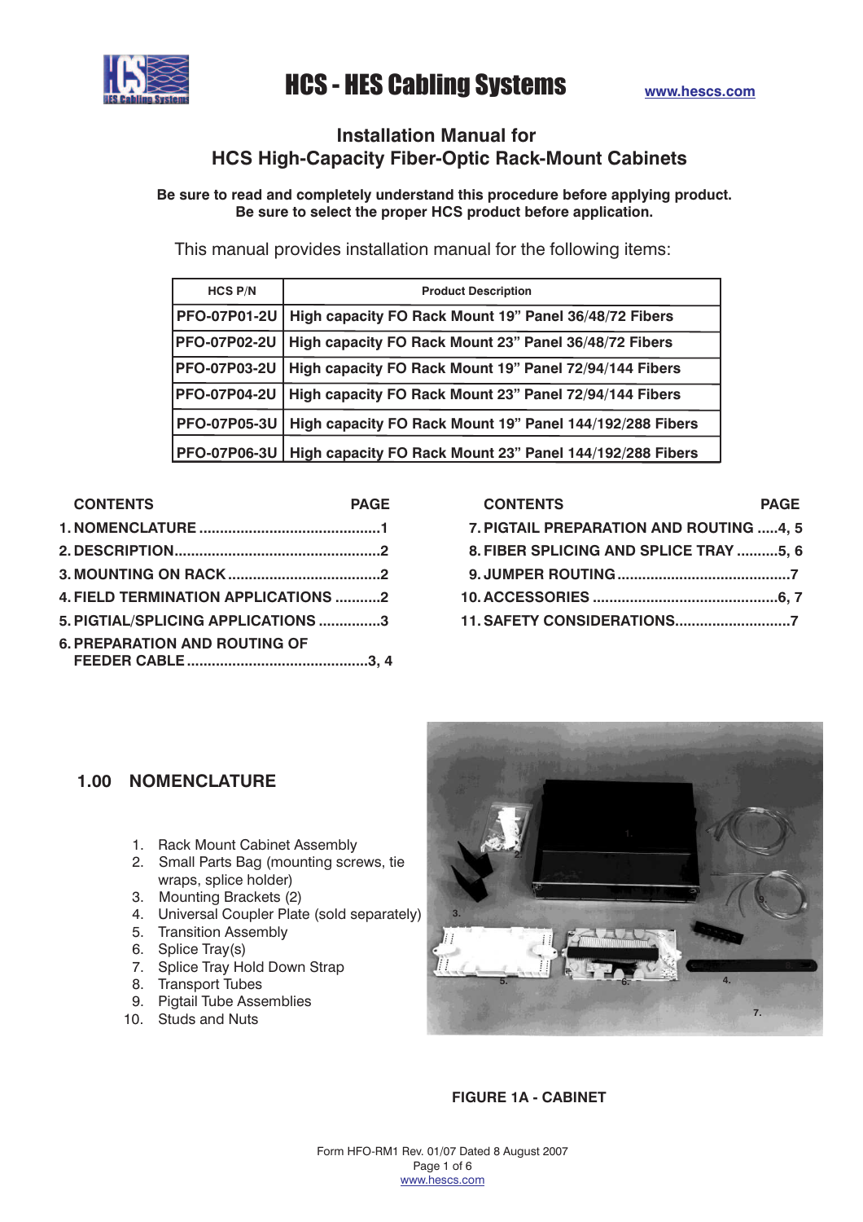# HCS - HES Cabling Systems

www.hescs.com

## Installation Manual for HCS High-Capacity Fiber-Optic Rack-Mount Cabinets

**Be sure to read and completely understand this procedure before applying product.**
**Be sure to select the proper HCS product before application.**

This manual provides installation manual for the following items:

| HCS P/N | Product Description |
|---|---|
| PFO-07P01-2U | High capacity FO Rack Mount 19" Panel 36/48/72 Fibers |
| PFO-07P02-2U | High capacity FO Rack Mount 23" Panel 36/48/72 Fibers |
| PFO-07P03-2U | High capacity FO Rack Mount 19" Panel 72/94/144 Fibers |
| PFO-07P04-2U | High capacity FO Rack Mount 23" Panel 72/94/144 Fibers |
| PFO-07P05-3U | High capacity FO Rack Mount 19" Panel 144/192/288 Fibers |
| PFO-07P06-3U | High capacity FO Rack Mount 23" Panel 144/192/288 Fibers |

| CONTENTS | PAGE |
|---|---|
| 1. NOMENCLATURE | 1 |
| 2. DESCRIPTION | 2 |
| 3. MOUNTING ON RACK | 2 |
| 4. FIELD TERMINATION APPLICATIONS | 2 |
| 5. PIGTIAL/SPLICING APPLICATIONS | 3 |
| 6. PREPARATION AND ROUTING OF FEEDER CABLE | 3, 4 |
| 7. PIGTAIL PREPARATION AND ROUTING | 4, 5 |
| 8. FIBER SPLICING AND SPLICE TRAY | 5, 6 |
| 9. JUMPER ROUTING | 7 |
| 10. ACCESSORIES | 6, 7 |
| 11. SAFETY CONSIDERATIONS | 7 |

## 1.00 NOMENCLATURE

1. Rack Mount Cabinet Assembly
2. Small Parts Bag (mounting screws, tie wraps, splice holder)
3. Mounting Brackets (2)
4. Universal Coupler Plate (sold separately)
5. Transition Assembly
6. Splice Tray(s)
7. Splice Tray Hold Down Strap
8. Transport Tubes
9. Pigtail Tube Assemblies
10. Studs and Nuts

**FIGURE 1A - CABINET**

Form HFO-RM1 Rev. 01/07 Dated 8 August 2007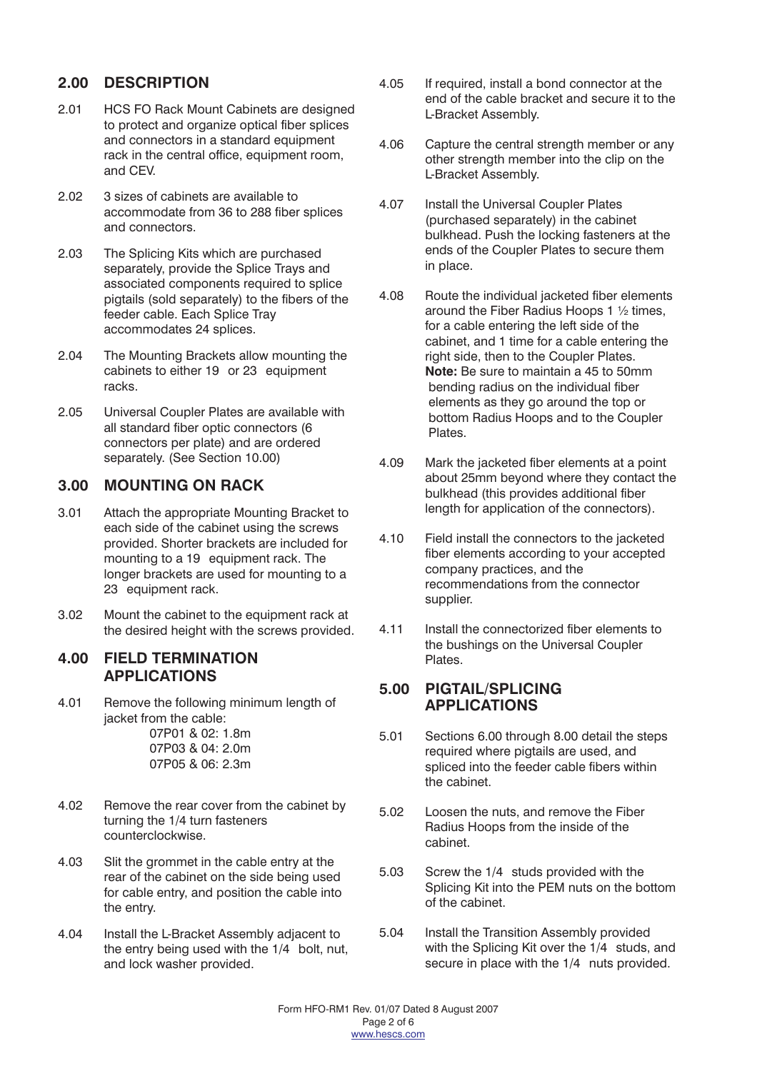## 2.00 DESCRIPTION

2.01 HCS FO Rack Mount Cabinets are designed to protect and organize optical fiber splices and connectors in a standard equipment rack in the central office, equipment room, and CEV.

2.02 3 sizes of cabinets are available to accommodate from 36 to 288 fiber splices and connectors.

2.03 The Splicing Kits which are purchased separately, provide the Splice Trays and associated components required to splice pigtails (sold separately) to the fibers of the feeder cable. Each Splice Tray accommodates 24 splices.

2.04 The Mounting Brackets allow mounting the cabinets to either 19  or 23  equipment racks.

2.05 Universal Coupler Plates are available with all standard fiber optic connectors (6 connectors per plate) and are ordered separately. (See Section 10.00)

## 3.00 MOUNTING ON RACK

3.01 Attach the appropriate Mounting Bracket to each side of the cabinet using the screws provided. Shorter brackets are included for mounting to a 19  equipment rack. The longer brackets are used for mounting to a 23  equipment rack.

3.02 Mount the cabinet to the equipment rack at the desired height with the screws provided.

## 4.00 FIELD TERMINATION APPLICATIONS

4.01 Remove the following minimum length of jacket from the cable:
07P01 & 02: 1.8m
07P03 & 04: 2.0m
07P05 & 06: 2.3m

4.02 Remove the rear cover from the cabinet by turning the 1/4 turn fasteners counterclockwise.

4.03 Slit the grommet in the cable entry at the rear of the cabinet on the side being used for cable entry, and position the cable into the entry.

4.04 Install the L-Bracket Assembly adjacent to the entry being used with the 1/4  bolt, nut, and lock washer provided.

4.05 If required, install a bond connector at the end of the cable bracket and secure it to the L-Bracket Assembly.

4.06 Capture the central strength member or any other strength member into the clip on the L-Bracket Assembly.

4.07 Install the Universal Coupler Plates (purchased separately) in the cabinet bulkhead. Push the locking fasteners at the ends of the Coupler Plates to secure them in place.

4.08 Route the individual jacketed fiber elements around the Fiber Radius Hoops 1 ½ times, for a cable entering the left side of the cabinet, and 1 time for a cable entering the right side, then to the Coupler Plates.
**Note:** Be sure to maintain a 45 to 50mm bending radius on the individual fiber elements as they go around the top or bottom Radius Hoops and to the Coupler Plates.

4.09 Mark the jacketed fiber elements at a point about 25mm beyond where they contact the bulkhead (this provides additional fiber length for application of the connectors).

4.10 Field install the connectors to the jacketed fiber elements according to your accepted company practices, and the recommendations from the connector supplier.

4.11 Install the connectorized fiber elements to the bushings on the Universal Coupler Plates.

## 5.00 PIGTAIL/SPLICING APPLICATIONS

5.01 Sections 6.00 through 8.00 detail the steps required where pigtails are used, and spliced into the feeder cable fibers within the cabinet.

5.02 Loosen the nuts, and remove the Fiber Radius Hoops from the inside of the cabinet.

5.03 Screw the 1/4  studs provided with the Splicing Kit into the PEM nuts on the bottom of the cabinet.

5.04 Install the Transition Assembly provided with the Splicing Kit over the 1/4  studs, and secure in place with the 1/4  nuts provided.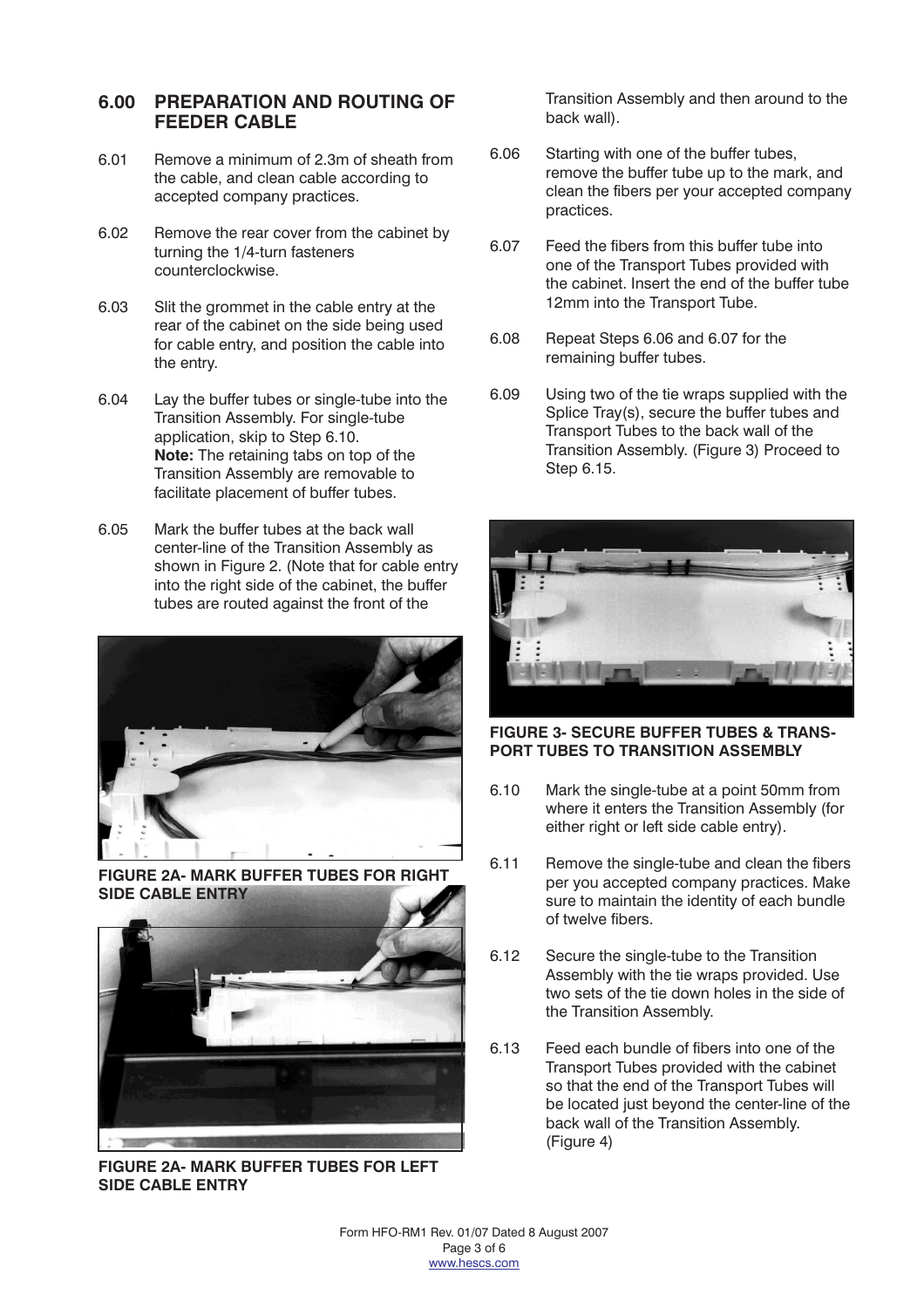## 6.00 PREPARATION AND ROUTING OF FEEDER CABLE

6.01 Remove a minimum of 2.3m of sheath from the cable, and clean cable according to accepted company practices.

6.02 Remove the rear cover from the cabinet by turning the 1/4-turn fasteners counterclockwise.

6.03 Slit the grommet in the cable entry at the rear of the cabinet on the side being used for cable entry, and position the cable into the entry.

6.04 Lay the buffer tubes or single-tube into the Transition Assembly. For single-tube application, skip to Step 6.10.
**Note:** The retaining tabs on top of the Transition Assembly are removable to facilitate placement of buffer tubes.

6.05 Mark the buffer tubes at the back wall center-line of the Transition Assembly as shown in Figure 2. (Note that for cable entry into the right side of the cabinet, the buffer tubes are routed against the front of the Transition Assembly and then around to the back wall).

**FIGURE 2A- MARK BUFFER TUBES FOR RIGHT SIDE CABLE ENTRY**

**FIGURE 2A- MARK BUFFER TUBES FOR LEFT SIDE CABLE ENTRY**

6.06 Starting with one of the buffer tubes, remove the buffer tube up to the mark, and clean the fibers per your accepted company practices.

6.07 Feed the fibers from this buffer tube into one of the Transport Tubes provided with the cabinet. Insert the end of the buffer tube 12mm into the Transport Tube.

6.08 Repeat Steps 6.06 and 6.07 for the remaining buffer tubes.

6.09 Using two of the tie wraps supplied with the Splice Tray(s), secure the buffer tubes and Transport Tubes to the back wall of the Transition Assembly. (Figure 3) Proceed to Step 6.15.

**FIGURE 3- SECURE BUFFER TUBES & TRANSPORT TUBES TO TRANSITION ASSEMBLY**

6.10 Mark the single-tube at a point 50mm from where it enters the Transition Assembly (for either right or left side cable entry).

6.11 Remove the single-tube and clean the fibers per you accepted company practices. Make sure to maintain the identity of each bundle of twelve fibers.

6.12 Secure the single-tube to the Transition Assembly with the tie wraps provided. Use two sets of the tie down holes in the side of the Transition Assembly.

6.13 Feed each bundle of fibers into one of the Transport Tubes provided with the cabinet so that the end of the Transport Tubes will be located just beyond the center-line of the back wall of the Transition Assembly. (Figure 4)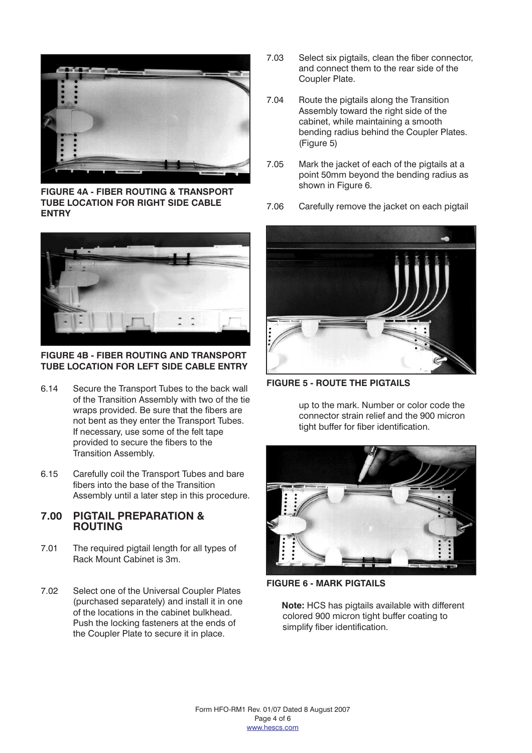FIGURE 4A - FIBER ROUTING & TRANSPORT TUBE LOCATION FOR RIGHT SIDE CABLE ENTRY

FIGURE 4B - FIBER ROUTING AND TRANSPORT TUBE LOCATION FOR LEFT SIDE CABLE ENTRY

6.14 Secure the Transport Tubes to the back wall of the Transition Assembly with two of the tie wraps provided. Be sure that the fibers are not bent as they enter the Transport Tubes. If necessary, use some of the felt tape provided to secure the fibers to the Transition Assembly.

6.15 Carefully coil the Transport Tubes and bare fibers into the base of the Transition Assembly until a later step in this procedure.

## 7.00 PIGTAIL PREPARATION & ROUTING

7.01 The required pigtail length for all types of Rack Mount Cabinet is 3m.

7.02 Select one of the Universal Coupler Plates (purchased separately) and install it in one of the locations in the cabinet bulkhead. Push the locking fasteners at the ends of the Coupler Plate to secure it in place.

7.03 Select six pigtails, clean the fiber connector, and connect them to the rear side of the Coupler Plate.

7.04 Route the pigtails along the Transition Assembly toward the right side of the cabinet, while maintaining a smooth bending radius behind the Coupler Plates. (Figure 5)

7.05 Mark the jacket of each of the pigtails at a point 50mm beyond the bending radius as shown in Figure 6.

7.06 Carefully remove the jacket on each pigtail up to the mark. Number or color code the connector strain relief and the 900 micron tight buffer for fiber identification.

FIGURE 5 - ROUTE THE PIGTAILS

FIGURE 6 - MARK PIGTAILS

**Note:** HCS has pigtails available with different colored 900 micron tight buffer coating to simplify fiber identification.

Form HFO-RM1 Rev. 01/07 Dated 8 August 2007
www.hescs.com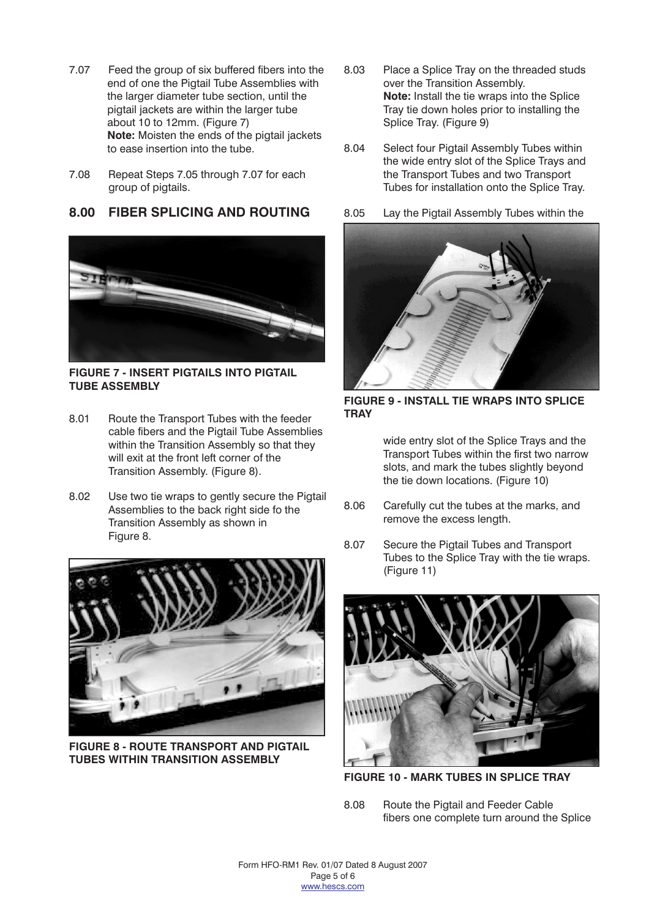7.07 Feed the group of six buffered fibers into the end of one the Pigtail Tube Assemblies with the larger diameter tube section, until the pigtail jackets are within the larger tube about 10 to 12mm. (Figure 7)
**Note:** Moisten the ends of the pigtail jackets to ease insertion into the tube.

7.08 Repeat Steps 7.05 through 7.07 for each group of pigtails.

## 8.00 FIBER SPLICING AND ROUTING

**FIGURE 7 - INSERT PIGTAILS INTO PIGTAIL TUBE ASSEMBLY**

8.01 Route the Transport Tubes with the feeder cable fibers and the Pigtail Tube Assemblies within the Transition Assembly so that they will exit at the front left corner of the Transition Assembly. (Figure 8).

8.02 Use two tie wraps to gently secure the Pigtail Assemblies to the back right side fo the Transition Assembly as shown in Figure 8.

**FIGURE 8 - ROUTE TRANSPORT AND PIGTAIL TUBES WITHIN TRANSITION ASSEMBLY**

8.03 Place a Splice Tray on the threaded studs over the Transition Assembly.
**Note:** Install the tie wraps into the Splice Tray tie down holes prior to installing the Splice Tray. (Figure 9)

8.04 Select four Pigtail Assembly Tubes within the wide entry slot of the Splice Trays and the Transport Tubes and two Transport Tubes for installation onto the Splice Tray.

8.05 Lay the Pigtail Assembly Tubes within the wide entry slot of the Splice Trays and the Transport Tubes within the first two narrow slots, and mark the tubes slightly beyond the tie down locations. (Figure 10)

**FIGURE 9 - INSTALL TIE WRAPS INTO SPLICE TRAY**

8.06 Carefully cut the tubes at the marks, and remove the excess length.

8.07 Secure the Pigtail Tubes and Transport Tubes to the Splice Tray with the tie wraps. (Figure 11)

**FIGURE 10 - MARK TUBES IN SPLICE TRAY**

8.08 Route the Pigtail and Feeder Cable fibers one complete turn around the Splice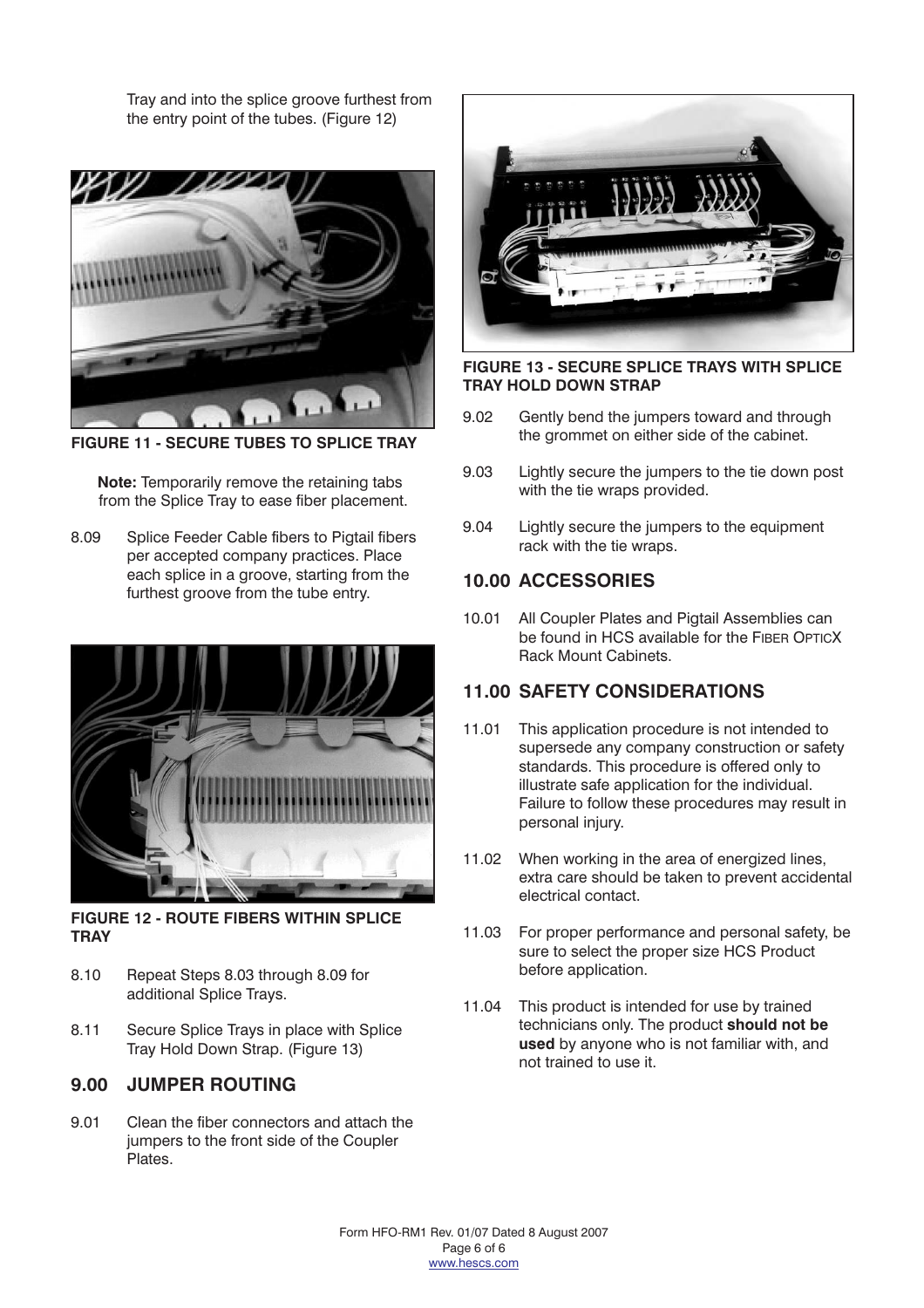Tray and into the splice groove furthest from the entry point of the tubes. (Figure 12)

FIGURE 11 - SECURE TUBES TO SPLICE TRAY

**Note:** Temporarily remove the retaining tabs from the Splice Tray to ease fiber placement.

8.09 Splice Feeder Cable fibers to Pigtail fibers per accepted company practices. Place each splice in a groove, starting from the furthest groove from the tube entry.

FIGURE 12 - ROUTE FIBERS WITHIN SPLICE TRAY

8.10 Repeat Steps 8.03 through 8.09 for additional Splice Trays.

8.11 Secure Splice Trays in place with Splice Tray Hold Down Strap. (Figure 13)

## 9.00 JUMPER ROUTING

9.01 Clean the fiber connectors and attach the jumpers to the front side of the Coupler Plates.

FIGURE 13 - SECURE SPLICE TRAYS WITH SPLICE TRAY HOLD DOWN STRAP

9.02 Gently bend the jumpers toward and through the grommet on either side of the cabinet.

9.03 Lightly secure the jumpers to the tie down post with the tie wraps provided.

9.04 Lightly secure the jumpers to the equipment rack with the tie wraps.

## 10.00 ACCESSORIES

10.01 All Coupler Plates and Pigtail Assemblies can be found in HCS available for the FIBER OPTICX Rack Mount Cabinets.

## 11.00 SAFETY CONSIDERATIONS

11.01 This application procedure is not intended to supersede any company construction or safety standards. This procedure is offered only to illustrate safe application for the individual. Failure to follow these procedures may result in personal injury.

11.02 When working in the area of energized lines, extra care should be taken to prevent accidental electrical contact.

11.03 For proper performance and personal safety, be sure to select the proper size HCS Product before application.

11.04 This product is intended for use by trained technicians only. The product **should not be used** by anyone who is not familiar with, and not trained to use it.

Form HFO-RM1 Rev. 01/07 Dated 8 August 2007
www.hescs.com